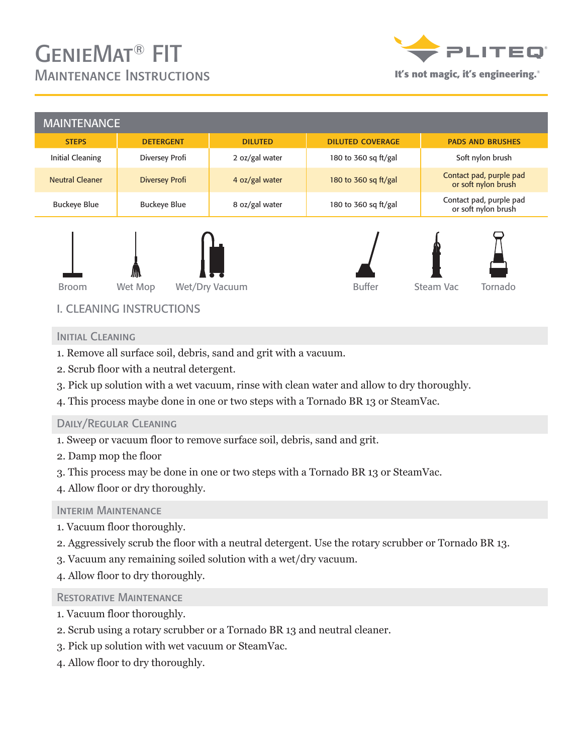# GenieMat® FIT

## Maintenance Instructions

PLITEQ

It's not magic, it's engineering.®

## MAINTENANCE

| STEPS | DETERGENT | DILUTED | DILUTED COVERAGE | PADS AND BRUSHES |
|---|---|---|---|---|
| Initial Cleaning | Diversey Profi | 2 oz/gal water | 180 to 360 sq ft/gal | Soft nylon brush |
| Neutral Cleaner | Diversey Profi | 4 oz/gal water | 180 to 360 sq ft/gal | Contact pad, purple pad or soft nylon brush |
| Buckeye Blue | Buckeye Blue | 8 oz/gal water | 180 to 360 sq ft/gal | Contact pad, purple pad or soft nylon brush |

Broom Wet Mop Wet/Dry Vacuum Buffer Steam Vac Tornado

## I. CLEANING INSTRUCTIONS

### Initial Cleaning

1. Remove all surface soil, debris, sand and grit with a vacuum.
2. Scrub floor with a neutral detergent.
3. Pick up solution with a wet vacuum, rinse with clean water and allow to dry thoroughly.
4. This process maybe done in one or two steps with a Tornado BR 13 or SteamVac.

### Daily/Regular Cleaning

1. Sweep or vacuum floor to remove surface soil, debris, sand and grit.
2. Damp mop the floor
3. This process may be done in one or two steps with a Tornado BR 13 or SteamVac.
4. Allow floor or dry thoroughly.

### Interim Maintenance

1. Vacuum floor thoroughly.
2. Aggressively scrub the floor with a neutral detergent. Use the rotary scrubber or Tornado BR 13.
3. Vacuum any remaining soiled solution with a wet/dry vacuum.
4. Allow floor to dry thoroughly.

### Restorative Maintenance

1. Vacuum floor thoroughly.
2. Scrub using a rotary scrubber or a Tornado BR 13 and neutral cleaner.
3. Pick up solution with wet vacuum or SteamVac.
4. Allow floor to dry thoroughly.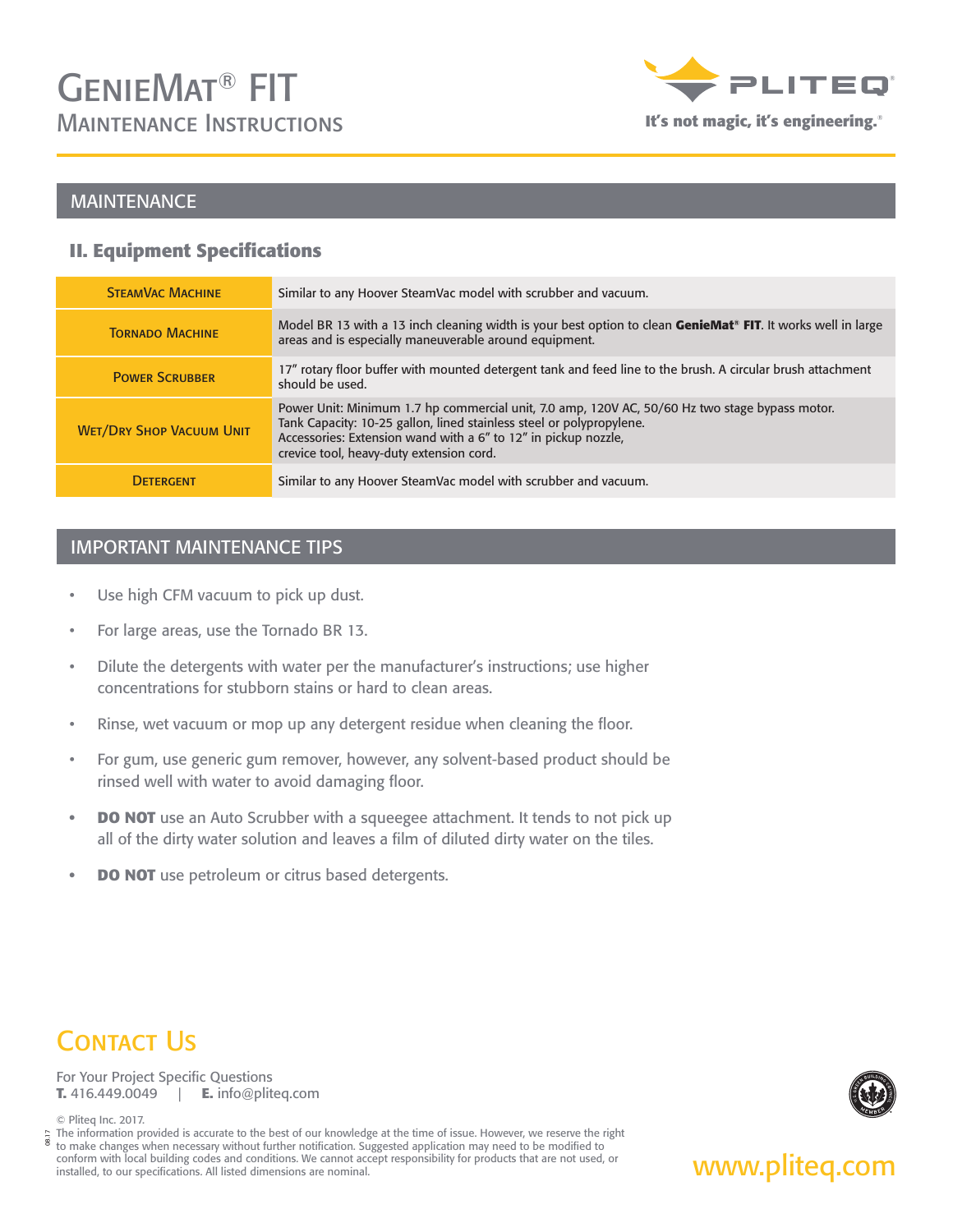# GenieMat® FIT

## Maintenance Instructions

It's not magic, it's engineering.®

## MAINTENANCE

### II. Equipment Specifications

| | |
|---|---|
| SteamVac Machine | Similar to any Hoover SteamVac model with scrubber and vacuum. |
| Tornado Machine | Model BR 13 with a 13 inch cleaning width is your best option to clean **GenieMat® FIT**. It works well in large areas and is especially maneuverable around equipment. |
| Power Scrubber | 17" rotary floor buffer with mounted detergent tank and feed line to the brush. A circular brush attachment should be used. |
| Wet/Dry Shop Vacuum Unit | Power Unit: Minimum 1.7 hp commercial unit, 7.0 amp, 120V AC, 50/60 Hz two stage bypass motor. Tank Capacity: 10-25 gallon, lined stainless steel or polypropylene. Accessories: Extension wand with a 6" to 12" in pickup nozzle, crevice tool, heavy-duty extension cord. |
| Detergent | Similar to any Hoover SteamVac model with scrubber and vacuum. |

## IMPORTANT MAINTENANCE TIPS

- Use high CFM vacuum to pick up dust.
- For large areas, use the Tornado BR 13.
- Dilute the detergents with water per the manufacturer's instructions; use higher concentrations for stubborn stains or hard to clean areas.
- Rinse, wet vacuum or mop up any detergent residue when cleaning the floor.
- For gum, use generic gum remover, however, any solvent-based product should be rinsed well with water to avoid damaging floor.
- **DO NOT** use an Auto Scrubber with a squeegee attachment. It tends to not pick up all of the dirty water solution and leaves a film of diluted dirty water on the tiles.
- **DO NOT** use petroleum or citrus based detergents.

## Contact Us

For Your Project Specific Questions
**T.** 416.449.0049 | **E.** info@pliteq.com

© Pliteq Inc. 2017.
The information provided is accurate to the best of our knowledge at the time of issue. However, we reserve the right to make changes when necessary without further notification. Suggested application may need to be modified to conform with local building codes and conditions. We cannot accept responsibility for products that are not used, or installed, to our specifications. All listed dimensions are nominal.

www.pliteq.com